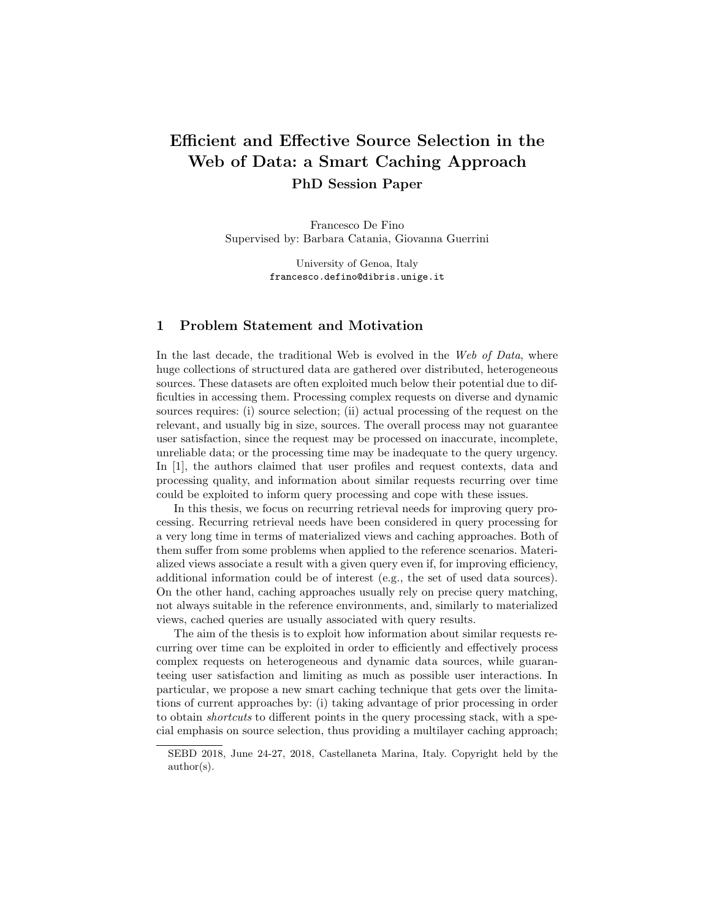# Efficient and Effective Source Selection in the Web of Data: a Smart Caching Approach

**PhD Session Paper**

Francesco De Fino
Supervised by: Barbara Catania, Giovanna Guerrini

University of Genoa, Italy
francesco.defino@dibris.unige.it

## 1 Problem Statement and Motivation

In the last decade, the traditional Web is evolved in the *Web of Data*, where huge collections of structured data are gathered over distributed, heterogeneous sources. These datasets are often exploited much below their potential due to difficulties in accessing them. Processing complex requests on diverse and dynamic sources requires: (i) source selection; (ii) actual processing of the request on the relevant, and usually big in size, sources. The overall process may not guarantee user satisfaction, since the request may be processed on inaccurate, incomplete, unreliable data; or the processing time may be inadequate to the query urgency. In [1], the authors claimed that user profiles and request contexts, data and processing quality, and information about similar requests recurring over time could be exploited to inform query processing and cope with these issues.

In this thesis, we focus on recurring retrieval needs for improving query processing. Recurring retrieval needs have been considered in query processing for a very long time in terms of materialized views and caching approaches. Both of them suffer from some problems when applied to the reference scenarios. Materialized views associate a result with a given query even if, for improving efficiency, additional information could be of interest (e.g., the set of used data sources). On the other hand, caching approaches usually rely on precise query matching, not always suitable in the reference environments, and, similarly to materialized views, cached queries are usually associated with query results.

The aim of the thesis is to exploit how information about similar requests recurring over time can be exploited in order to efficiently and effectively process complex requests on heterogeneous and dynamic data sources, while guaranteeing user satisfaction and limiting as much as possible user interactions. In particular, we propose a new smart caching technique that gets over the limitations of current approaches by: (i) taking advantage of prior processing in order to obtain *shortcuts* to different points in the query processing stack, with a special emphasis on source selection, thus providing a multilayer caching approach;

SEBD 2018, June 24-27, 2018, Castellaneta Marina, Italy. Copyright held by the author(s).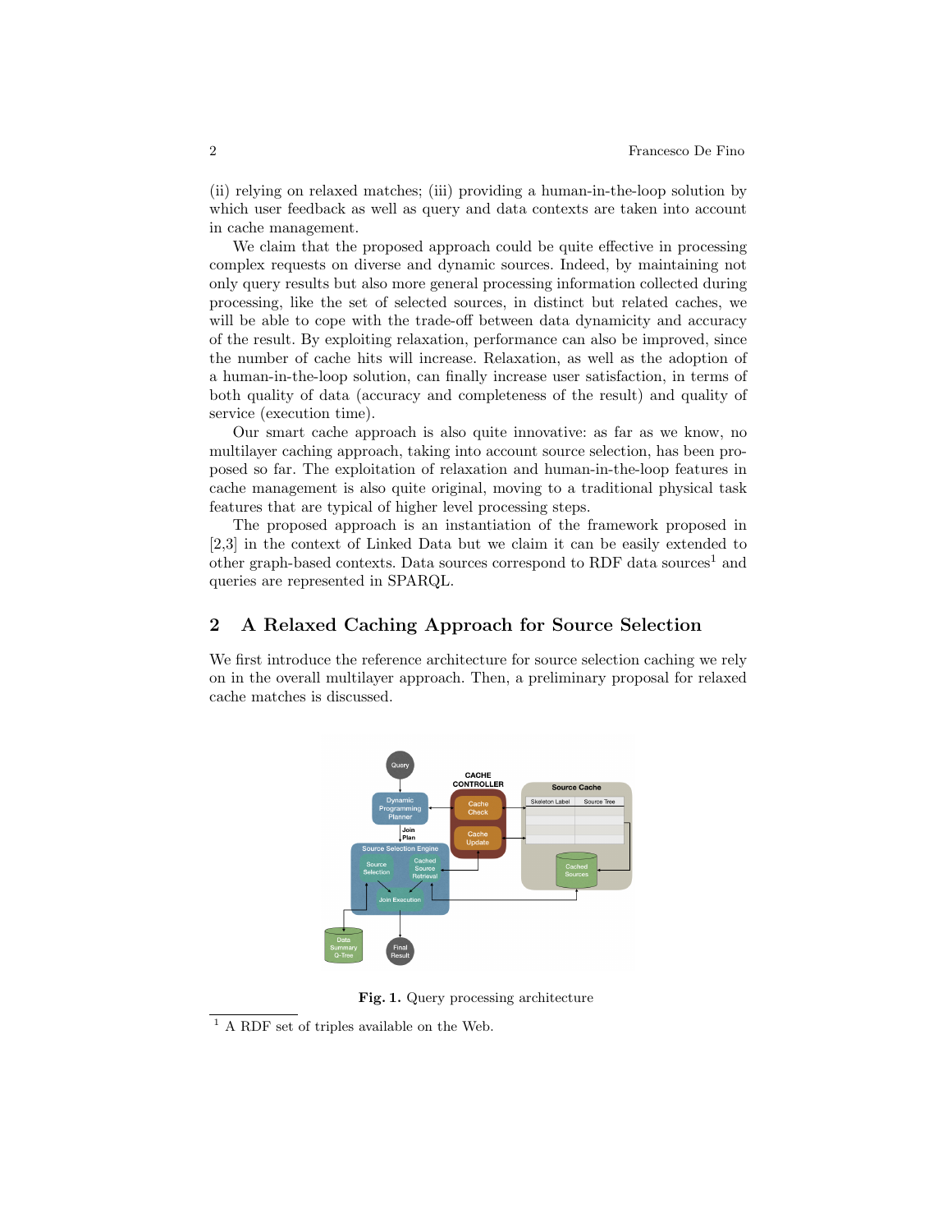(ii) relying on relaxed matches; (iii) providing a human-in-the-loop solution by which user feedback as well as query and data contexts are taken into account in cache management.

We claim that the proposed approach could be quite effective in processing complex requests on diverse and dynamic sources. Indeed, by maintaining not only query results but also more general processing information collected during processing, like the set of selected sources, in distinct but related caches, we will be able to cope with the trade-off between data dynamicity and accuracy of the result. By exploiting relaxation, performance can also be improved, since the number of cache hits will increase. Relaxation, as well as the adoption of a human-in-the-loop solution, can finally increase user satisfaction, in terms of both quality of data (accuracy and completeness of the result) and quality of service (execution time).

Our smart cache approach is also quite innovative: as far as we know, no multilayer caching approach, taking into account source selection, has been proposed so far. The exploitation of relaxation and human-in-the-loop features in cache management is also quite original, moving to a traditional physical task features that are typical of higher level processing steps.

The proposed approach is an instantiation of the framework proposed in [2,3] in the context of Linked Data but we claim it can be easily extended to other graph-based contexts. Data sources correspond to RDF data sources[1] and queries are represented in SPARQL.

## 2 A Relaxed Caching Approach for Source Selection

We first introduce the reference architecture for source selection caching we rely on in the overall multilayer approach. Then, a preliminary proposal for relaxed cache matches is discussed.

Query
CACHE CONTROLLER
Cache Check
Cache Update
Source Cache
Skeleton Label
Source Tree
Cached Sources
Dynamic Programming Planner
Join Plan
Source Selection Engine
Source Selection
Cached Source Retrieval
Join Execution
Data Summary Q-Tree
Final Result

**Fig. 1.** Query processing architecture

[1] A RDF set of triples available on the Web.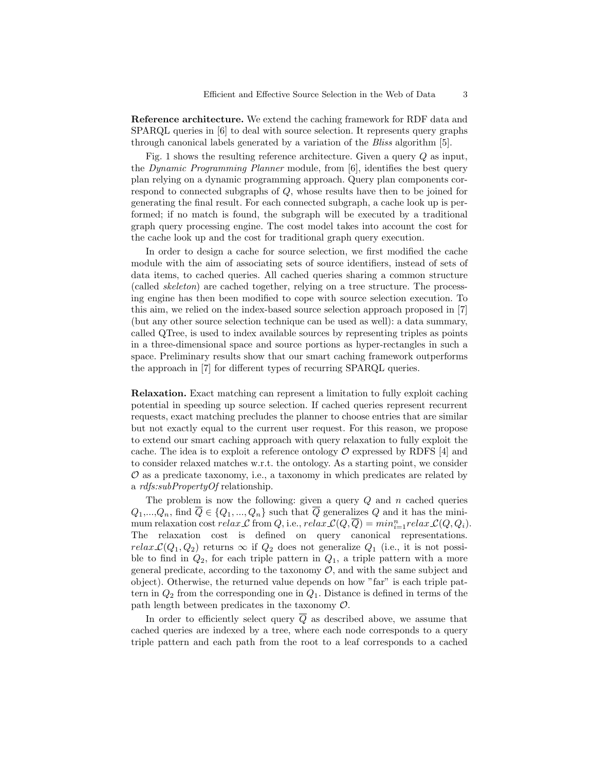**Reference architecture.** We extend the caching framework for RDF data and SPARQL queries in [6] to deal with source selection. It represents query graphs through canonical labels generated by a variation of the *Bliss* algorithm [5].

Fig. 1 shows the resulting reference architecture. Given a query $Q$ as input, the *Dynamic Programming Planner* module, from [6], identifies the best query plan relying on a dynamic programming approach. Query plan components correspond to connected subgraphs of $Q$, whose results have then to be joined for generating the final result. For each connected subgraph, a cache look up is performed; if no match is found, the subgraph will be executed by a traditional graph query processing engine. The cost model takes into account the cost for the cache look up and the cost for traditional graph query execution.

In order to design a cache for source selection, we first modified the cache module with the aim of associating sets of source identifiers, instead of sets of data items, to cached queries. All cached queries sharing a common structure (called *skeleton*) are cached together, relying on a tree structure. The processing engine has then been modified to cope with source selection execution. To this aim, we relied on the index-based source selection approach proposed in [7] (but any other source selection technique can be used as well): a data summary, called QTree, is used to index available sources by representing triples as points in a three-dimensional space and source portions as hyper-rectangles in such a space. Preliminary results show that our smart caching framework outperforms the approach in [7] for different types of recurring SPARQL queries.

**Relaxation.** Exact matching can represent a limitation to fully exploit caching potential in speeding up source selection. If cached queries represent recurrent requests, exact matching precludes the planner to choose entries that are similar but not exactly equal to the current user request. For this reason, we propose to extend our smart caching approach with query relaxation to fully exploit the cache. The idea is to exploit a reference ontology $\mathcal{O}$ expressed by RDFS [4] and to consider relaxed matches w.r.t. the ontology. As a starting point, we consider $\mathcal{O}$ as a predicate taxonomy, i.e., a taxonomy in which predicates are related by a *rdfs:subPropertyOf* relationship.

The problem is now the following: given a query $Q$ and $n$ cached queries $Q_1$,...,$Q_n$, find $\overline{Q} \in \{Q_1, ..., Q_n\}$ such that $\overline{Q}$ generalizes $Q$ and it has the minimum relaxation cost $relax\_\mathcal{C}$ from $Q$, i.e., $relax\_\mathcal{C}(Q, \overline{Q}) = min_{i=1}^{n} relax\_\mathcal{C}(Q, Q_i)$. The relaxation cost is defined on query canonical representations. $relax\_\mathcal{C}(Q_1, Q_2)$ returns $\infty$ if $Q_2$ does not generalize $Q_1$ (i.e., it is not possible to find in $Q_2$, for each triple pattern in $Q_1$, a triple pattern with a more general predicate, according to the taxonomy $\mathcal{O}$, and with the same subject and object). Otherwise, the returned value depends on how "far" is each triple pattern in $Q_2$ from the corresponding one in $Q_1$. Distance is defined in terms of the path length between predicates in the taxonomy $\mathcal{O}$.

In order to efficiently select query $\overline{Q}$ as described above, we assume that cached queries are indexed by a tree, where each node corresponds to a query triple pattern and each path from the root to a leaf corresponds to a cached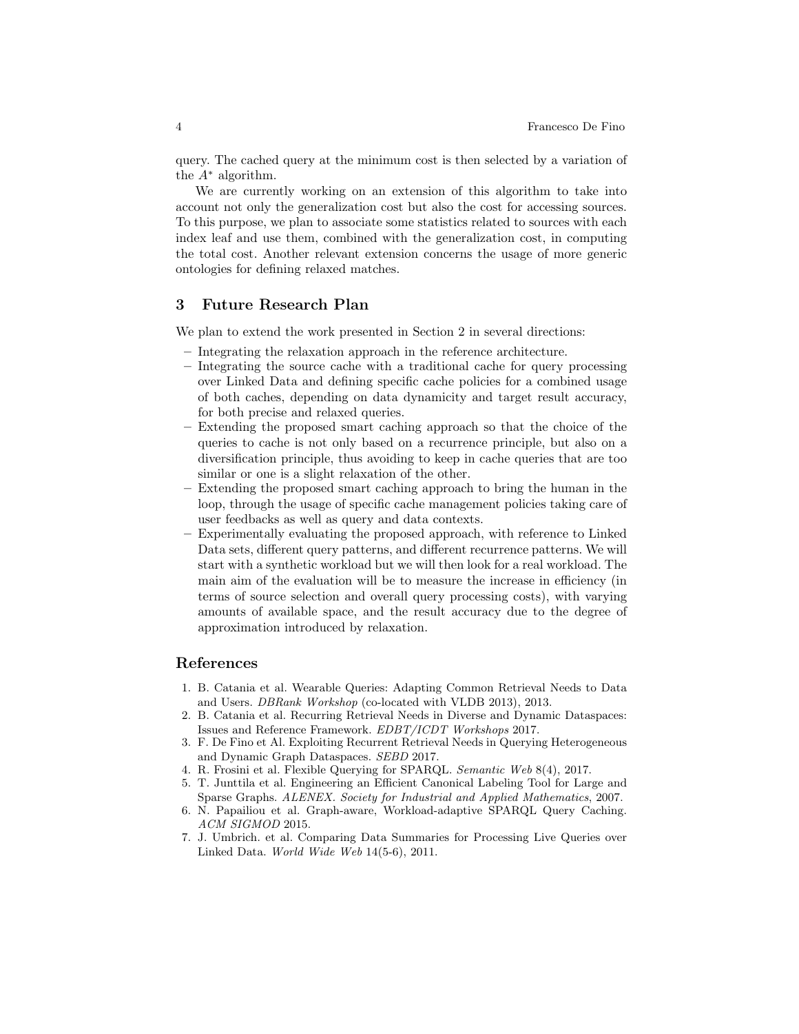query. The cached query at the minimum cost is then selected by a variation of the $A^*$ algorithm.

We are currently working on an extension of this algorithm to take into account not only the generalization cost but also the cost for accessing sources. To this purpose, we plan to associate some statistics related to sources with each index leaf and use them, combined with the generalization cost, in computing the total cost. Another relevant extension concerns the usage of more generic ontologies for defining relaxed matches.

## 3 Future Research Plan

We plan to extend the work presented in Section 2 in several directions:

- Integrating the relaxation approach in the reference architecture.
- Integrating the source cache with a traditional cache for query processing over Linked Data and defining specific cache policies for a combined usage of both caches, depending on data dynamicity and target result accuracy, for both precise and relaxed queries.
- Extending the proposed smart caching approach so that the choice of the queries to cache is not only based on a recurrence principle, but also on a diversification principle, thus avoiding to keep in cache queries that are too similar or one is a slight relaxation of the other.
- Extending the proposed smart caching approach to bring the human in the loop, through the usage of specific cache management policies taking care of user feedbacks as well as query and data contexts.
- Experimentally evaluating the proposed approach, with reference to Linked Data sets, different query patterns, and different recurrence patterns. We will start with a synthetic workload but we will then look for a real workload. The main aim of the evaluation will be to measure the increase in efficiency (in terms of source selection and overall query processing costs), with varying amounts of available space, and the result accuracy due to the degree of approximation introduced by relaxation.

## References

1. B. Catania et al. Wearable Queries: Adapting Common Retrieval Needs to Data and Users. *DBRank Workshop* (co-located with VLDB 2013), 2013.
2. B. Catania et al. Recurring Retrieval Needs in Diverse and Dynamic Dataspaces: Issues and Reference Framework. *EDBT/ICDT Workshops* 2017.
3. F. De Fino et Al. Exploiting Recurrent Retrieval Needs in Querying Heterogeneous and Dynamic Graph Dataspaces. *SEBD* 2017.
4. R. Frosini et al. Flexible Querying for SPARQL. *Semantic Web* 8(4), 2017.
5. T. Junttila et al. Engineering an Efficient Canonical Labeling Tool for Large and Sparse Graphs. *ALENEX. Society for Industrial and Applied Mathematics*, 2007.
6. N. Papailiou et al. Graph-aware, Workload-adaptive SPARQL Query Caching. *ACM SIGMOD* 2015.
7. J. Umbrich. et al. Comparing Data Summaries for Processing Live Queries over Linked Data. *World Wide Web* 14(5-6), 2011.